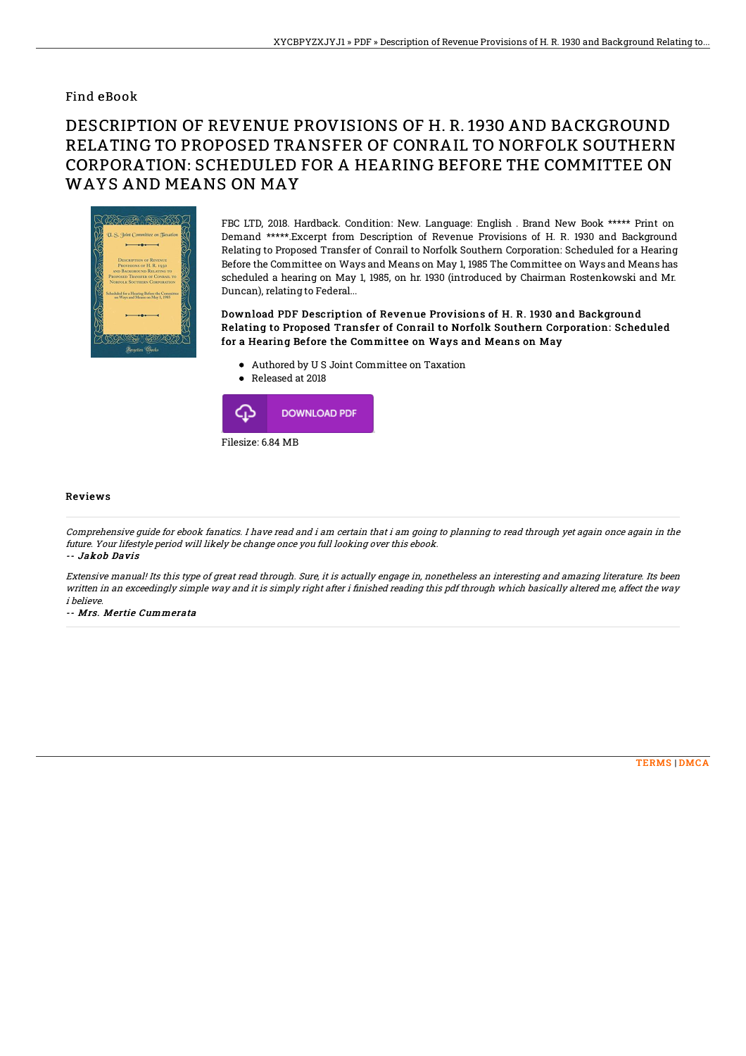Find eBook

# DESCRIPTION OF REVENUE PROVISIONS OF H. R. 1930 AND BACKGROUND RELATING TO PROPOSED TRANSFER OF CONRAIL TO NORFOLK SOUTHERN CORPORATION: SCHEDULED FOR A HEARING BEFORE THE COMMITTEE ON WAYS AND MEANS ON MAY

FBC LTD, 2018. Hardback. Condition: New. Language: English . Brand New Book ***** Print on Demand *****.Excerpt from Description of Revenue Provisions of H. R. 1930 and Background Relating to Proposed Transfer of Conrail to Norfolk Southern Corporation: Scheduled for a Hearing Before the Committee on Ways and Means on May 1, 1985 The Committee on Ways and Means has scheduled a hearing on May 1, 1985, on hr. 1930 (introduced by Chairman Rostenkowski and Mr. Duncan), relating to Federal...

**Download PDF Description of Revenue Provisions of H. R. 1930 and Background Relating to Proposed Transfer of Conrail to Norfolk Southern Corporation: Scheduled for a Hearing Before the Committee on Ways and Means on May**

- Authored by U S Joint Committee on Taxation
- Released at 2018

DOWNLOAD PDF

Filesize: 6.84 MB

## Reviews

*Comprehensive guide for ebook fanatics. I have read and i am certain that i am going to planning to read through yet again once again in the future. Your lifestyle period will likely be change once you full looking over this ebook.*

-- *Jakob Davis*

*Extensive manual! Its this type of great read through. Sure, it is actually engage in, nonetheless an interesting and amazing literature. Its been written in an exceedingly simple way and it is simply right after i finished reading this pdf through which basically altered me, affect the way i believe.*

-- *Mrs. Mertie Cummerata*

TERMS | DMCA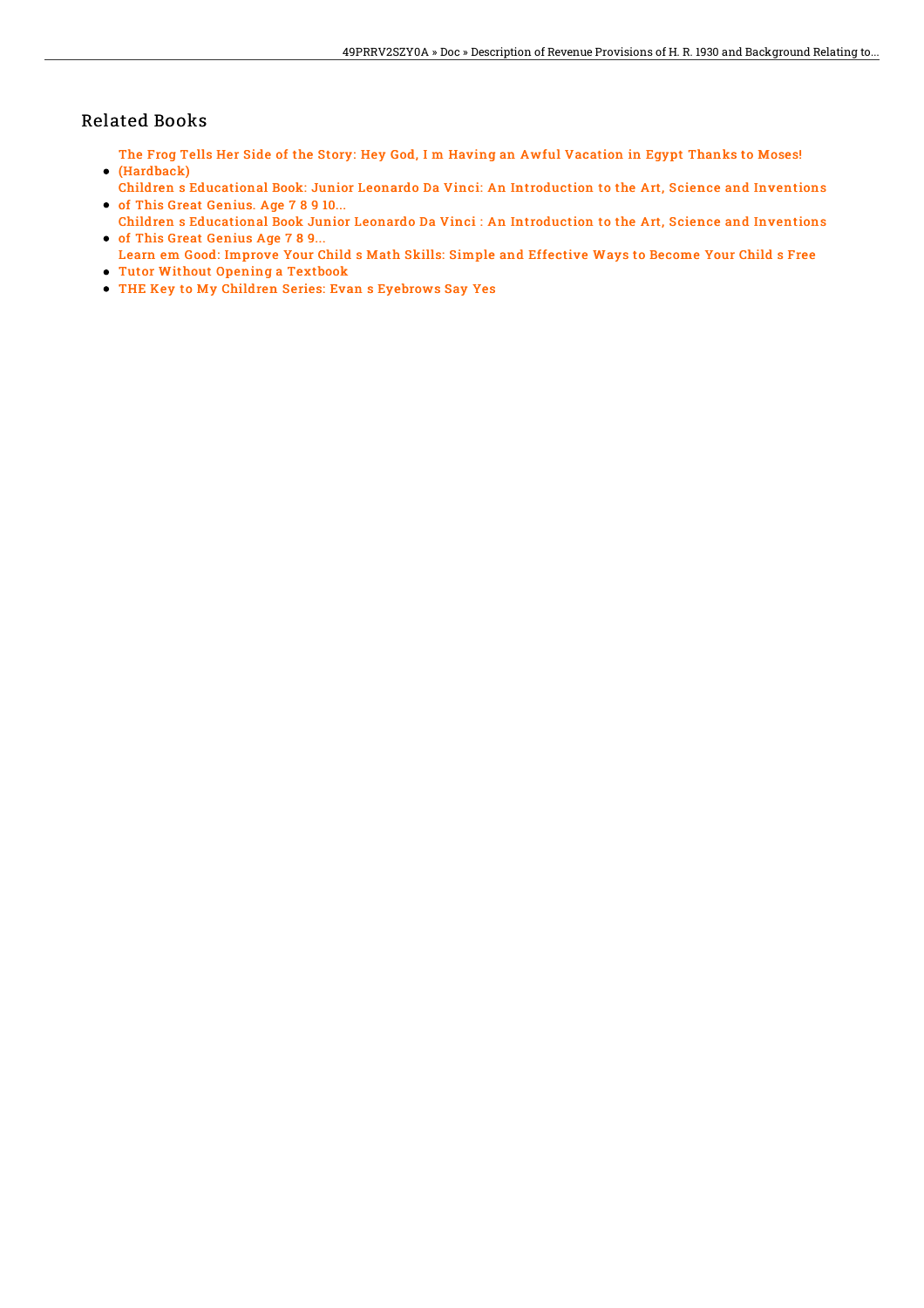## Related Books

- The Frog Tells Her Side of the Story: Hey God, I m Having an Awful Vacation in Egypt Thanks to Moses! (Hardback)
- Children s Educational Book: Junior Leonardo Da Vinci: An Introduction to the Art, Science and Inventions of This Great Genius. Age 7 8 9 10...
- Children s Educational Book Junior Leonardo Da Vinci : An Introduction to the Art, Science and Inventions of This Great Genius Age 7 8 9...
- Learn em Good: Improve Your Child s Math Skills: Simple and Effective Ways to Become Your Child s Free Tutor Without Opening a Textbook
- THE Key to My Children Series: Evan s Eyebrows Say Yes